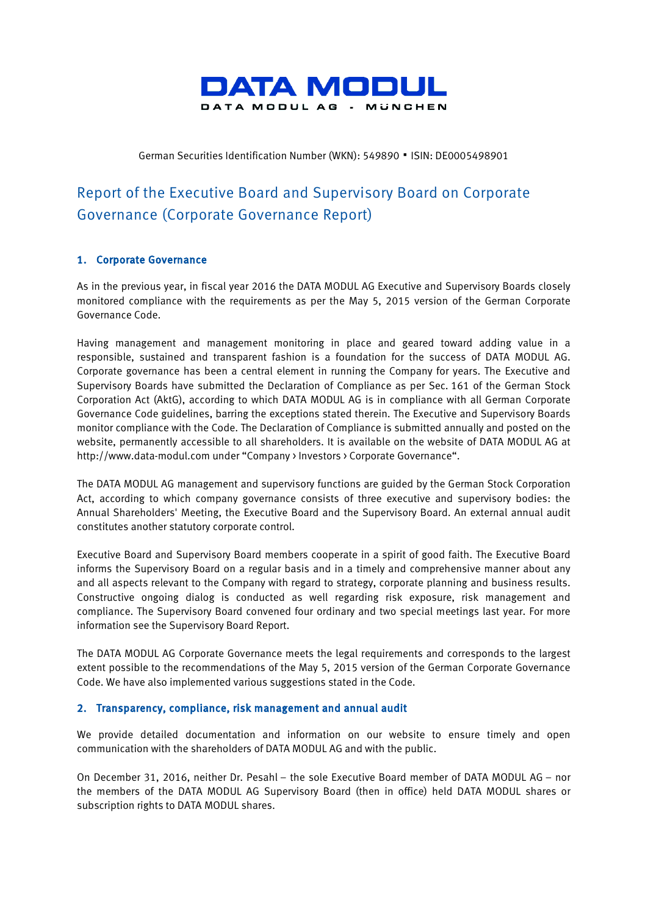# DATA MODUL

DATA MODUL AG - MÜNCHEN

German Securities Identification Number (WKN): 549890 ▪ ISIN: DE0005498901

## Report of the Executive Board and Supervisory Board on Corporate Governance (Corporate Governance Report)

### 1. Corporate Governance

As in the previous year, in fiscal year 2016 the DATA MODUL AG Executive and Supervisory Boards closely monitored compliance with the requirements as per the May 5, 2015 version of the German Corporate Governance Code.

Having management and management monitoring in place and geared toward adding value in a responsible, sustained and transparent fashion is a foundation for the success of DATA MODUL AG. Corporate governance has been a central element in running the Company for years. The Executive and Supervisory Boards have submitted the Declaration of Compliance as per Sec. 161 of the German Stock Corporation Act (AktG), according to which DATA MODUL AG is in compliance with all German Corporate Governance Code guidelines, barring the exceptions stated therein. The Executive and Supervisory Boards monitor compliance with the Code. The Declaration of Compliance is submitted annually and posted on the website, permanently accessible to all shareholders. It is available on the website of DATA MODUL AG at http://www.data-modul.com under "Company › Investors › Corporate Governance".

The DATA MODUL AG management and supervisory functions are guided by the German Stock Corporation Act, according to which company governance consists of three executive and supervisory bodies: the Annual Shareholders' Meeting, the Executive Board and the Supervisory Board. An external annual audit constitutes another statutory corporate control.

Executive Board and Supervisory Board members cooperate in a spirit of good faith. The Executive Board informs the Supervisory Board on a regular basis and in a timely and comprehensive manner about any and all aspects relevant to the Company with regard to strategy, corporate planning and business results. Constructive ongoing dialog is conducted as well regarding risk exposure, risk management and compliance. The Supervisory Board convened four ordinary and two special meetings last year. For more information see the Supervisory Board Report.

The DATA MODUL AG Corporate Governance meets the legal requirements and corresponds to the largest extent possible to the recommendations of the May 5, 2015 version of the German Corporate Governance Code. We have also implemented various suggestions stated in the Code.

### 2. Transparency, compliance, risk management and annual audit

We provide detailed documentation and information on our website to ensure timely and open communication with the shareholders of DATA MODUL AG and with the public.

On December 31, 2016, neither Dr. Pesahl – the sole Executive Board member of DATA MODUL AG – nor the members of the DATA MODUL AG Supervisory Board (then in office) held DATA MODUL shares or subscription rights to DATA MODUL shares.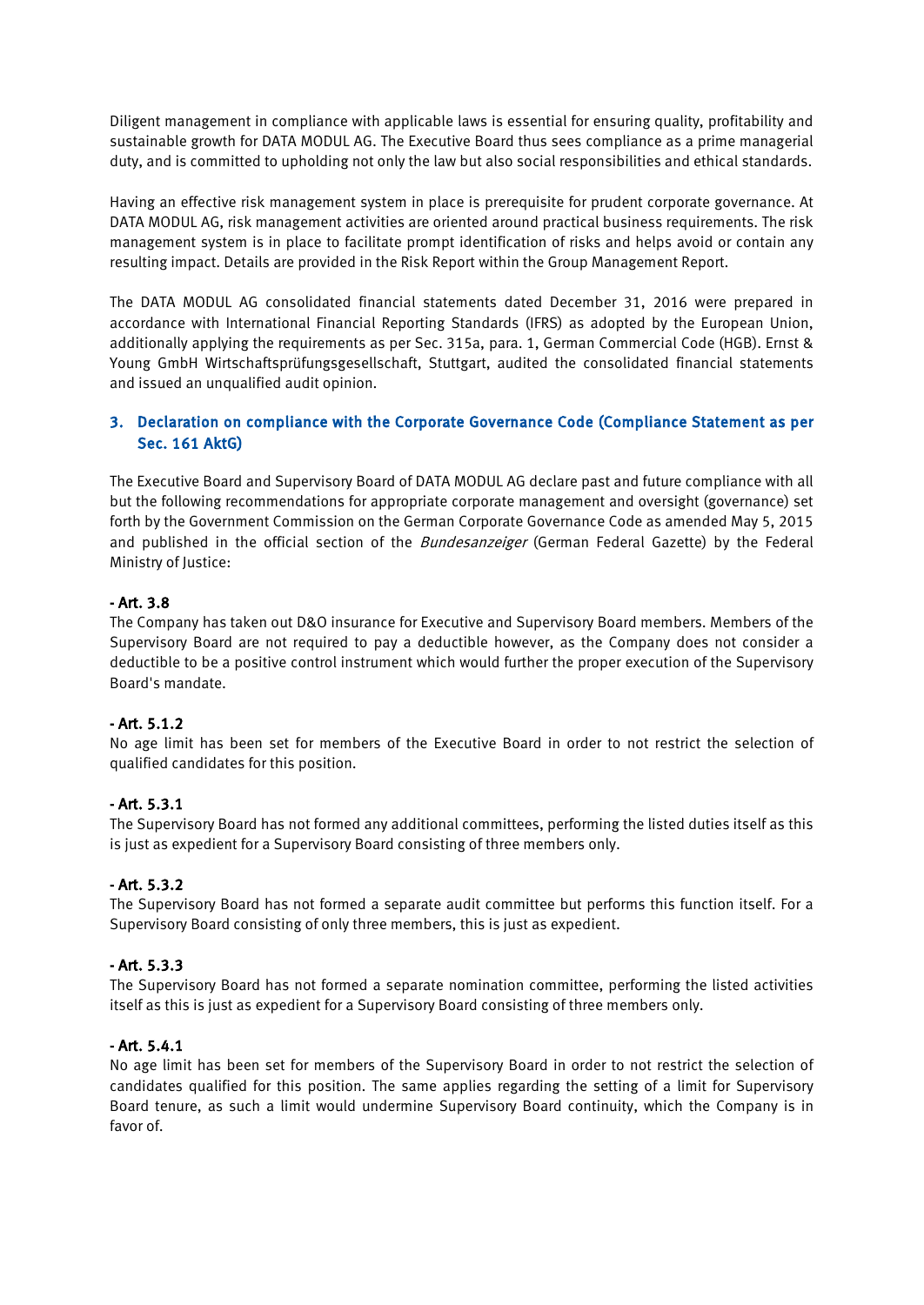Diligent management in compliance with applicable laws is essential for ensuring quality, profitability and sustainable growth for DATA MODUL AG. The Executive Board thus sees compliance as a prime managerial duty, and is committed to upholding not only the law but also social responsibilities and ethical standards.

Having an effective risk management system in place is prerequisite for prudent corporate governance. At DATA MODUL AG, risk management activities are oriented around practical business requirements. The risk management system is in place to facilitate prompt identification of risks and helps avoid or contain any resulting impact. Details are provided in the Risk Report within the Group Management Report.

The DATA MODUL AG consolidated financial statements dated December 31, 2016 were prepared in accordance with International Financial Reporting Standards (IFRS) as adopted by the European Union, additionally applying the requirements as per Sec. 315a, para. 1, German Commercial Code (HGB). Ernst & Young GmbH Wirtschaftsprüfungsgesellschaft, Stuttgart, audited the consolidated financial statements and issued an unqualified audit opinion.

## 3. Declaration on compliance with the Corporate Governance Code (Compliance Statement as per Sec. 161 AktG)

The Executive Board and Supervisory Board of DATA MODUL AG declare past and future compliance with all but the following recommendations for appropriate corporate management and oversight (governance) set forth by the Government Commission on the German Corporate Governance Code as amended May 5, 2015 and published in the official section of the *Bundesanzeiger* (German Federal Gazette) by the Federal Ministry of Justice:

**- Art. 3.8**
The Company has taken out D&O insurance for Executive and Supervisory Board members. Members of the Supervisory Board are not required to pay a deductible however, as the Company does not consider a deductible to be a positive control instrument which would further the proper execution of the Supervisory Board's mandate.

**- Art. 5.1.2**
No age limit has been set for members of the Executive Board in order to not restrict the selection of qualified candidates for this position.

**- Art. 5.3.1**
The Supervisory Board has not formed any additional committees, performing the listed duties itself as this is just as expedient for a Supervisory Board consisting of three members only.

**- Art. 5.3.2**
The Supervisory Board has not formed a separate audit committee but performs this function itself. For a Supervisory Board consisting of only three members, this is just as expedient.

**- Art. 5.3.3**
The Supervisory Board has not formed a separate nomination committee, performing the listed activities itself as this is just as expedient for a Supervisory Board consisting of three members only.

**- Art. 5.4.1**
No age limit has been set for members of the Supervisory Board in order to not restrict the selection of candidates qualified for this position. The same applies regarding the setting of a limit for Supervisory Board tenure, as such a limit would undermine Supervisory Board continuity, which the Company is in favor of.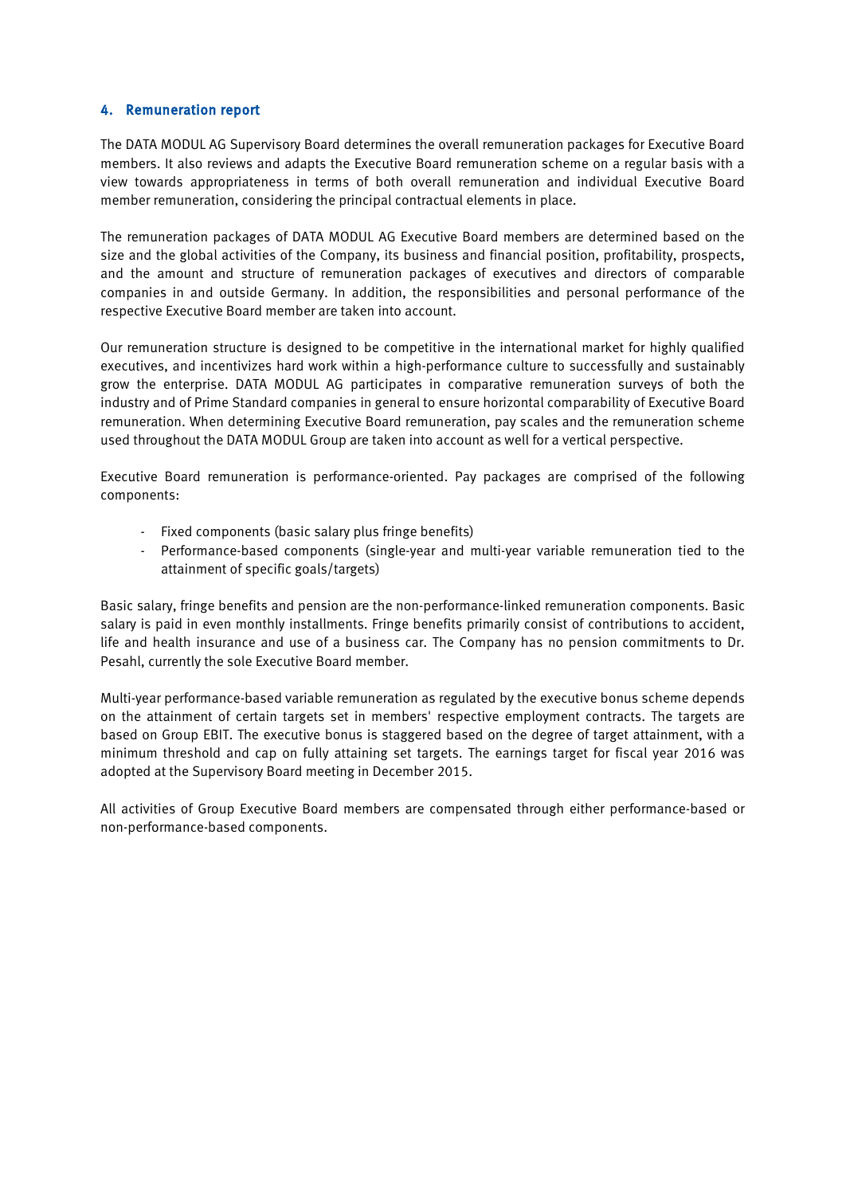## 4. Remuneration report

The DATA MODUL AG Supervisory Board determines the overall remuneration packages for Executive Board members. It also reviews and adapts the Executive Board remuneration scheme on a regular basis with a view towards appropriateness in terms of both overall remuneration and individual Executive Board member remuneration, considering the principal contractual elements in place.

The remuneration packages of DATA MODUL AG Executive Board members are determined based on the size and the global activities of the Company, its business and financial position, profitability, prospects, and the amount and structure of remuneration packages of executives and directors of comparable companies in and outside Germany. In addition, the responsibilities and personal performance of the respective Executive Board member are taken into account.

Our remuneration structure is designed to be competitive in the international market for highly qualified executives, and incentivizes hard work within a high-performance culture to successfully and sustainably grow the enterprise. DATA MODUL AG participates in comparative remuneration surveys of both the industry and of Prime Standard companies in general to ensure horizontal comparability of Executive Board remuneration. When determining Executive Board remuneration, pay scales and the remuneration scheme used throughout the DATA MODUL Group are taken into account as well for a vertical perspective.

Executive Board remuneration is performance-oriented. Pay packages are comprised of the following components:

- Fixed components (basic salary plus fringe benefits)
- Performance-based components (single-year and multi-year variable remuneration tied to the attainment of specific goals/targets)

Basic salary, fringe benefits and pension are the non-performance-linked remuneration components. Basic salary is paid in even monthly installments. Fringe benefits primarily consist of contributions to accident, life and health insurance and use of a business car. The Company has no pension commitments to Dr. Pesahl, currently the sole Executive Board member.

Multi-year performance-based variable remuneration as regulated by the executive bonus scheme depends on the attainment of certain targets set in members' respective employment contracts. The targets are based on Group EBIT. The executive bonus is staggered based on the degree of target attainment, with a minimum threshold and cap on fully attaining set targets. The earnings target for fiscal year 2016 was adopted at the Supervisory Board meeting in December 2015.

All activities of Group Executive Board members are compensated through either performance-based or non-performance-based components.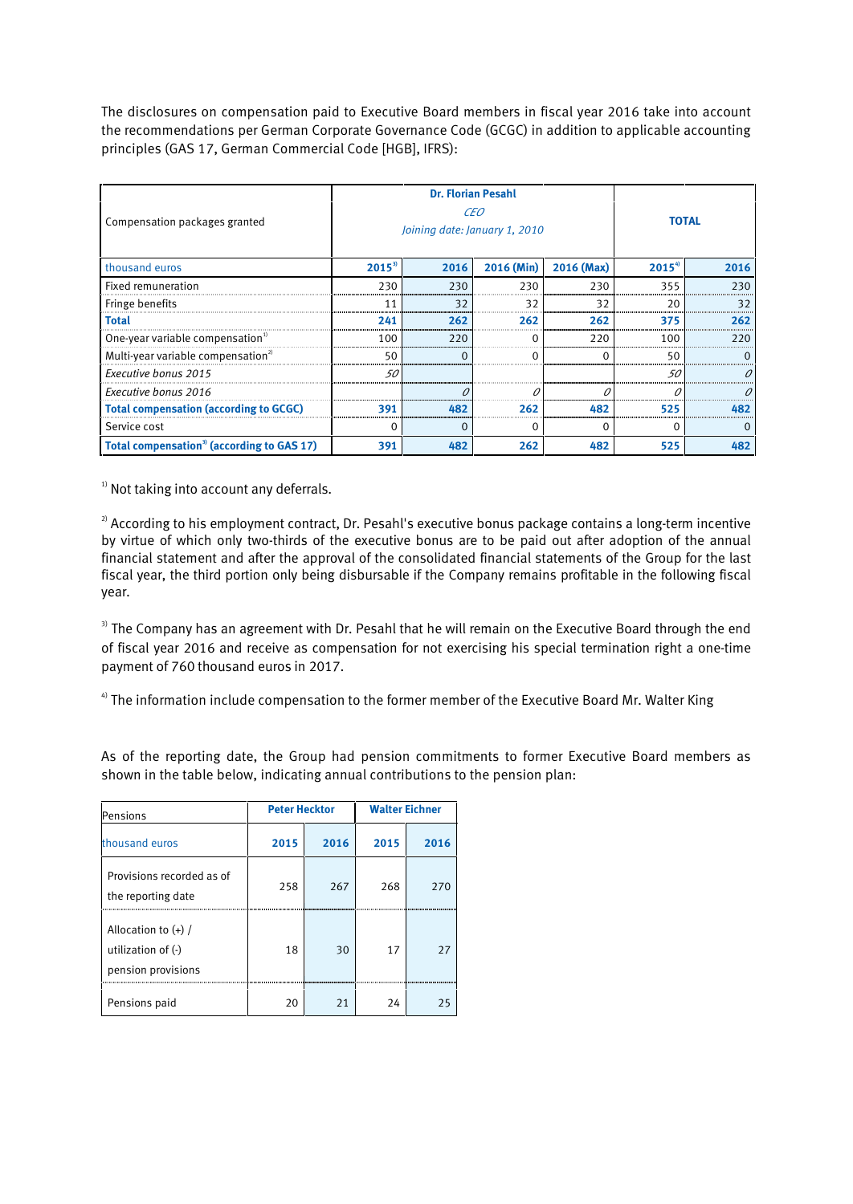The disclosures on compensation paid to Executive Board members in fiscal year 2016 take into account the recommendations per German Corporate Governance Code (GCGC) in addition to applicable accounting principles (GAS 17, German Commercial Code [HGB], IFRS):

| Compensation packages granted | Dr. Florian Pesahl *CEO* *Joining date: January 1, 2010* | | | | TOTAL | |
|---|---|---|---|---|---|---|
| thousand euros | 2015[3] | 2016 | 2016 (Min) | 2016 (Max) | 2015[4] | 2016 |
| Fixed remuneration | 230 | 230 | 230 | 230 | 355 | 230 |
| Fringe benefits | 11 | 32 | 32 | 32 | 20 | 32 |
| **Total** | **241** | **262** | **262** | **262** | **375** | **262** |
| One-year variable compensation[1] | 100 | 220 | 0 | 220 | 100 | 220 |
| Multi-year variable compensation[2] | 50 | 0 | 0 | 0 | 50 | 0 |
| *Executive bonus 2015* | *50* | | | | *50* | *0* |
| *Executive bonus 2016* | | *0* | *0* | *0* | *0* | *0* |
| **Total compensation (according to GCGC)** | **391** | **482** | **262** | **482** | **525** | **482** |
| Service cost | 0 | 0 | 0 | 0 | 0 | 0 |
| **Total compensation[3] (according to GAS 17)** | **391** | **482** | **262** | **482** | **525** | **482** |

[1] Not taking into account any deferrals.

[2] According to his employment contract, Dr. Pesahl's executive bonus package contains a long-term incentive by virtue of which only two-thirds of the executive bonus are to be paid out after adoption of the annual financial statement and after the approval of the consolidated financial statements of the Group for the last fiscal year, the third portion only being disbursable if the Company remains profitable in the following fiscal year.

[3] The Company has an agreement with Dr. Pesahl that he will remain on the Executive Board through the end of fiscal year 2016 and receive as compensation for not exercising his special termination right a one-time payment of 760 thousand euros in 2017.

[4] The information include compensation to the former member of the Executive Board Mr. Walter King

As of the reporting date, the Group had pension commitments to former Executive Board members as shown in the table below, indicating annual contributions to the pension plan:

| Pensions | Peter Hecktor | | Walter Eichner | |
|---|---|---|---|---|
| thousand euros | 2015 | 2016 | 2015 | 2016 |
| Provisions recorded as of the reporting date | 258 | 267 | 268 | 270 |
| Allocation to (+) / utilization of (-) pension provisions | 18 | 30 | 17 | 27 |
| Pensions paid | 20 | 21 | 24 | 25 |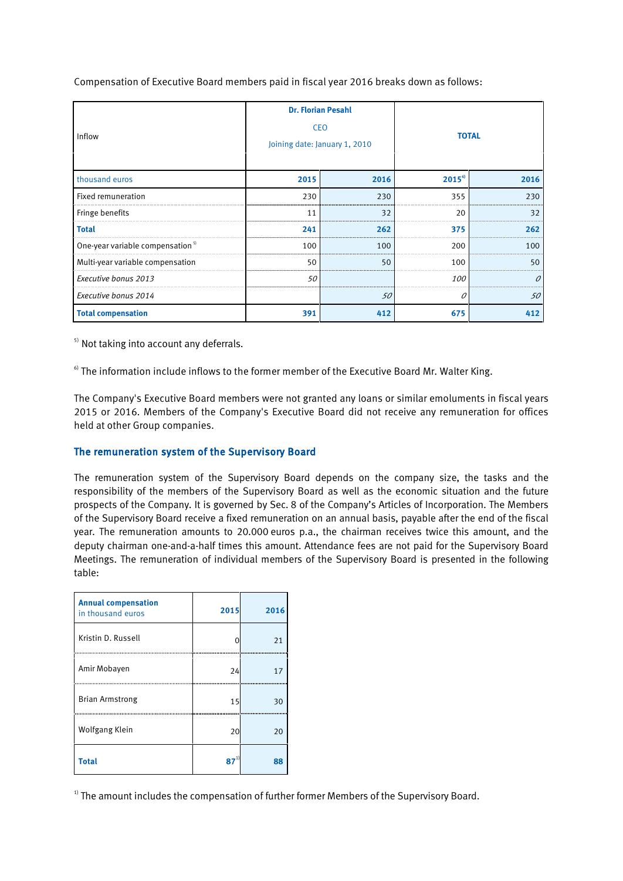Compensation of Executive Board members paid in fiscal year 2016 breaks down as follows:

| Inflow | Dr. Florian Pesahl<br>CEO<br>Joining date: January 1, 2010 | | TOTAL | |
|---|---|---|---|---|
| thousand euros | 2015 | 2016 | 2015[6] | 2016 |
| Fixed remuneration | 230 | 230 | 355 | 230 |
| Fringe benefits | 11 | 32 | 20 | 32 |
| **Total** | **241** | **262** | **375** | **262** |
| One-year variable compensation [5] | 100 | 100 | 200 | 100 |
| Multi-year variable compensation | 50 | 50 | 100 | 50 |
| *Executive bonus 2013* | *50* | | *100* | *0* |
| *Executive bonus 2014* | | *50* | *0* | *50* |
| **Total compensation** | **391** | **412** | **675** | **412** |

[5] Not taking into account any deferrals.

[6] The information include inflows to the former member of the Executive Board Mr. Walter King.

The Company's Executive Board members were not granted any loans or similar emoluments in fiscal years 2015 or 2016. Members of the Company's Executive Board did not receive any remuneration for offices held at other Group companies.

## The remuneration system of the Supervisory Board

The remuneration system of the Supervisory Board depends on the company size, the tasks and the responsibility of the members of the Supervisory Board as well as the economic situation and the future prospects of the Company. It is governed by Sec. 8 of the Company's Articles of Incorporation. The Members of the Supervisory Board receive a fixed remuneration on an annual basis, payable after the end of the fiscal year. The remuneration amounts to 20.000 euros p.a., the chairman receives twice this amount, and the deputy chairman one-and-a-half times this amount. Attendance fees are not paid for the Supervisory Board Meetings. The remuneration of individual members of the Supervisory Board is presented in the following table:

| Annual compensation in thousand euros | 2015 | 2016 |
|---|---|---|
| Kristin D. Russell | 0 | 21 |
| Amir Mobayen | 24 | 17 |
| Brian Armstrong | 15 | 30 |
| Wolfgang Klein | 20 | 20 |
| **Total** | **87**[1] | **88** |

[1] The amount includes the compensation of further former Members of the Supervisory Board.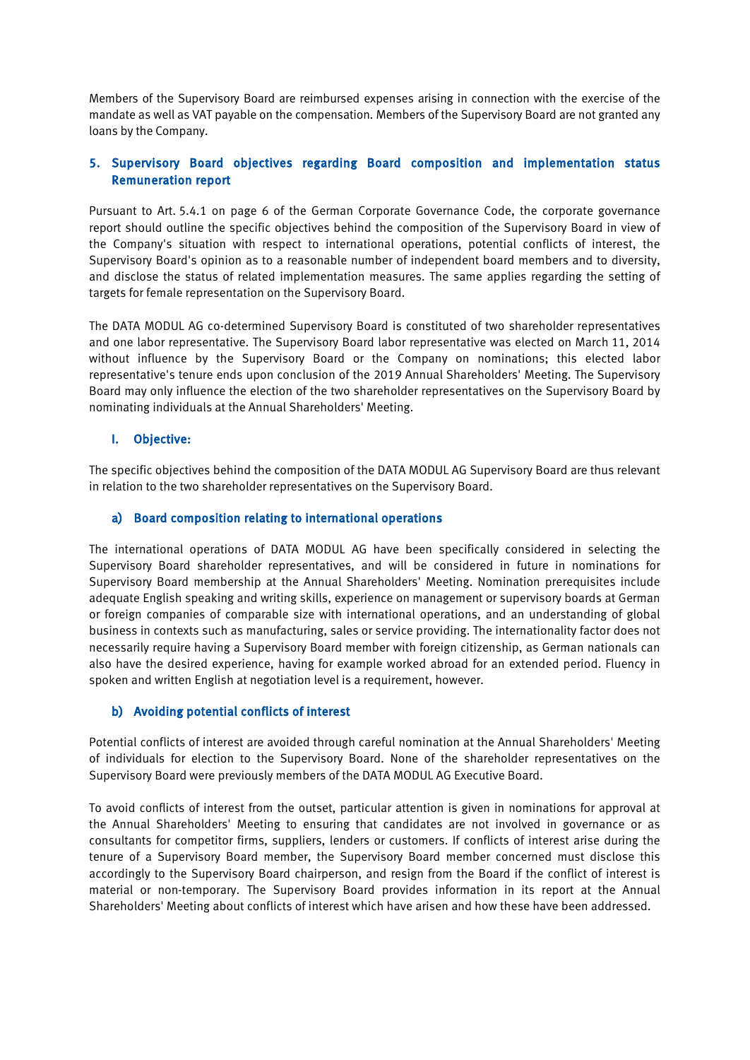Members of the Supervisory Board are reimbursed expenses arising in connection with the exercise of the mandate as well as VAT payable on the compensation. Members of the Supervisory Board are not granted any loans by the Company.

## 5. Supervisory Board objectives regarding Board composition and implementation status Remuneration report

Pursuant to Art. 5.4.1 on page 6 of the German Corporate Governance Code, the corporate governance report should outline the specific objectives behind the composition of the Supervisory Board in view of the Company's situation with respect to international operations, potential conflicts of interest, the Supervisory Board's opinion as to a reasonable number of independent board members and to diversity, and disclose the status of related implementation measures. The same applies regarding the setting of targets for female representation on the Supervisory Board.

The DATA MODUL AG co-determined Supervisory Board is constituted of two shareholder representatives and one labor representative. The Supervisory Board labor representative was elected on March 11, 2014 without influence by the Supervisory Board or the Company on nominations; this elected labor representative's tenure ends upon conclusion of the 2019 Annual Shareholders' Meeting. The Supervisory Board may only influence the election of the two shareholder representatives on the Supervisory Board by nominating individuals at the Annual Shareholders' Meeting.

### I. Objective:

The specific objectives behind the composition of the DATA MODUL AG Supervisory Board are thus relevant in relation to the two shareholder representatives on the Supervisory Board.

### a) Board composition relating to international operations

The international operations of DATA MODUL AG have been specifically considered in selecting the Supervisory Board shareholder representatives, and will be considered in future in nominations for Supervisory Board membership at the Annual Shareholders' Meeting. Nomination prerequisites include adequate English speaking and writing skills, experience on management or supervisory boards at German or foreign companies of comparable size with international operations, and an understanding of global business in contexts such as manufacturing, sales or service providing. The internationality factor does not necessarily require having a Supervisory Board member with foreign citizenship, as German nationals can also have the desired experience, having for example worked abroad for an extended period. Fluency in spoken and written English at negotiation level is a requirement, however.

### b) Avoiding potential conflicts of interest

Potential conflicts of interest are avoided through careful nomination at the Annual Shareholders' Meeting of individuals for election to the Supervisory Board. None of the shareholder representatives on the Supervisory Board were previously members of the DATA MODUL AG Executive Board.

To avoid conflicts of interest from the outset, particular attention is given in nominations for approval at the Annual Shareholders' Meeting to ensuring that candidates are not involved in governance or as consultants for competitor firms, suppliers, lenders or customers. If conflicts of interest arise during the tenure of a Supervisory Board member, the Supervisory Board member concerned must disclose this accordingly to the Supervisory Board chairperson, and resign from the Board if the conflict of interest is material or non-temporary. The Supervisory Board provides information in its report at the Annual Shareholders' Meeting about conflicts of interest which have arisen and how these have been addressed.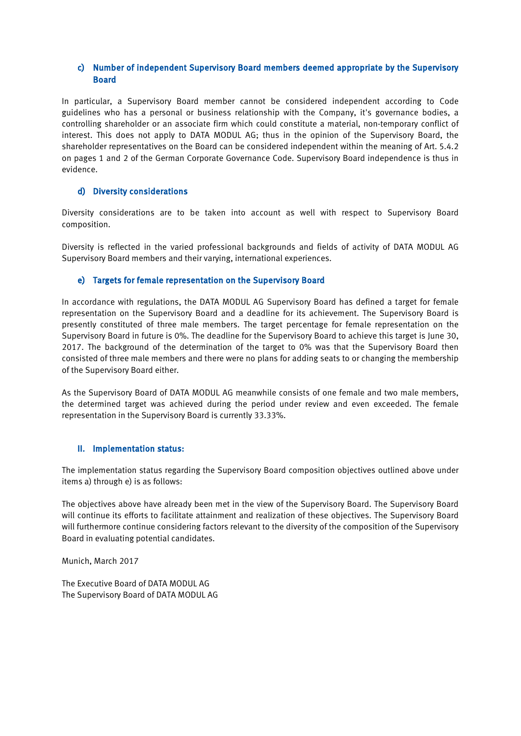### c) Number of independent Supervisory Board members deemed appropriate by the Supervisory Board

In particular, a Supervisory Board member cannot be considered independent according to Code guidelines who has a personal or business relationship with the Company, it's governance bodies, a controlling shareholder or an associate firm which could constitute a material, non-temporary conflict of interest. This does not apply to DATA MODUL AG; thus in the opinion of the Supervisory Board, the shareholder representatives on the Board can be considered independent within the meaning of Art. 5.4.2 on pages 1 and 2 of the German Corporate Governance Code. Supervisory Board independence is thus in evidence.

### d) Diversity considerations

Diversity considerations are to be taken into account as well with respect to Supervisory Board composition.

Diversity is reflected in the varied professional backgrounds and fields of activity of DATA MODUL AG Supervisory Board members and their varying, international experiences.

### e) Targets for female representation on the Supervisory Board

In accordance with regulations, the DATA MODUL AG Supervisory Board has defined a target for female representation on the Supervisory Board and a deadline for its achievement. The Supervisory Board is presently constituted of three male members. The target percentage for female representation on the Supervisory Board in future is 0%. The deadline for the Supervisory Board to achieve this target is June 30, 2017. The background of the determination of the target to 0% was that the Supervisory Board then consisted of three male members and there were no plans for adding seats to or changing the membership of the Supervisory Board either.

As the Supervisory Board of DATA MODUL AG meanwhile consists of one female and two male members, the determined target was achieved during the period under review and even exceeded. The female representation in the Supervisory Board is currently 33.33%.

## II. Implementation status:

The implementation status regarding the Supervisory Board composition objectives outlined above under items a) through e) is as follows:

The objectives above have already been met in the view of the Supervisory Board. The Supervisory Board will continue its efforts to facilitate attainment and realization of these objectives. The Supervisory Board will furthermore continue considering factors relevant to the diversity of the composition of the Supervisory Board in evaluating potential candidates.

Munich, March 2017

The Executive Board of DATA MODUL AG
The Supervisory Board of DATA MODUL AG